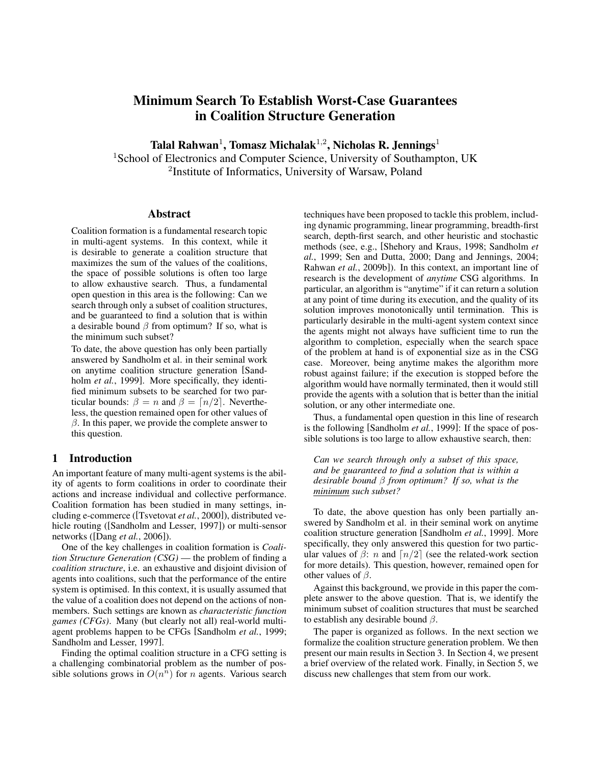# Minimum Search To Establish Worst-Case Guarantees in Coalition Structure Generation

**Talal Rahwan**[1], **Tomasz Michalak**[1,2], **Nicholas R. Jennings**[1]

[1]School of Electronics and Computer Science, University of Southampton, UK

[2]Institute of Informatics, University of Warsaw, Poland

## Abstract

Coalition formation is a fundamental research topic in multi-agent systems. In this context, while it is desirable to generate a coalition structure that maximizes the sum of the values of the coalitions, the space of possible solutions is often too large to allow exhaustive search. Thus, a fundamental open question in this area is the following: Can we search through only a subset of coalition structures, and be guaranteed to find a solution that is within a desirable bound $\beta$ from optimum? If so, what is the minimum such subset?

To date, the above question has only been partially answered by Sandholm et al. in their seminal work on anytime coalition structure generation [Sandholm *et al.*, 1999]. More specifically, they identified minimum subsets to be searched for two particular bounds: $\beta = n$ and $\beta = \lceil n/2 \rceil$. Nevertheless, the question remained open for other values of $\beta$. In this paper, we provide the complete answer to this question.

## 1 Introduction

An important feature of many multi-agent systems is the ability of agents to form coalitions in order to coordinate their actions and increase individual and collective performance. Coalition formation has been studied in many settings, including e-commerce ([Tsvetovat *et al.*, 2000]), distributed vehicle routing ([Sandholm and Lesser, 1997]) or multi-sensor networks ([Dang *et al.*, 2006]).

One of the key challenges in coalition formation is *Coalition Structure Generation (CSG)* — the problem of finding a *coalition structure*, i.e. an exhaustive and disjoint division of agents into coalitions, such that the performance of the entire system is optimised. In this context, it is usually assumed that the value of a coalition does not depend on the actions of non-members. Such settings are known as *characteristic function games (CFGs)*. Many (but clearly not all) real-world multi-agent problems happen to be CFGs [Sandholm *et al.*, 1999; Sandholm and Lesser, 1997].

Finding the optimal coalition structure in a CFG setting is a challenging combinatorial problem as the number of possible solutions grows in $O(n^n)$ for $n$ agents. Various search techniques have been proposed to tackle this problem, including dynamic programming, linear programming, breadth-first search, depth-first search, and other heuristic and stochastic methods (see, e.g., [Shehory and Kraus, 1998; Sandholm *et al.*, 1999; Sen and Dutta, 2000; Dang and Jennings, 2004; Rahwan *et al.*, 2009b]). In this context, an important line of research is the development of *anytime* CSG algorithms. In particular, an algorithm is "anytime" if it can return a solution at any point of time during its execution, and the quality of its solution improves monotonically until termination. This is particularly desirable in the multi-agent system context since the agents might not always have sufficient time to run the algorithm to completion, especially when the search space of the problem at hand is of exponential size as in the CSG case. Moreover, being anytime makes the algorithm more robust against failure; if the execution is stopped before the algorithm would have normally terminated, then it would still provide the agents with a solution that is better than the initial solution, or any other intermediate one.

Thus, a fundamental open question in this line of research is the following [Sandholm *et al.*, 1999]: If the space of possible solutions is too large to allow exhaustive search, then:

> *Can we search through only a subset of this space, and be guaranteed to find a solution that is within a desirable bound $\beta$ from optimum? If so, what is the <u>minimum</u> such subset?*

To date, the above question has only been partially answered by Sandholm et al. in their seminal work on anytime coalition structure generation [Sandholm *et al.*, 1999]. More specifically, they only answered this question for two particular values of $\beta$: $n$ and $\lceil n/2 \rceil$ (see the related-work section for more details). This question, however, remained open for other values of $\beta$.

Against this background, we provide in this paper the complete answer to the above question. That is, we identify the minimum subset of coalition structures that must be searched to establish any desirable bound $\beta$.

The paper is organized as follows. In the next section we formalize the coalition structure generation problem. We then present our main results in Section 3. In Section 4, we present a brief overview of the related work. Finally, in Section 5, we discuss new challenges that stem from our work.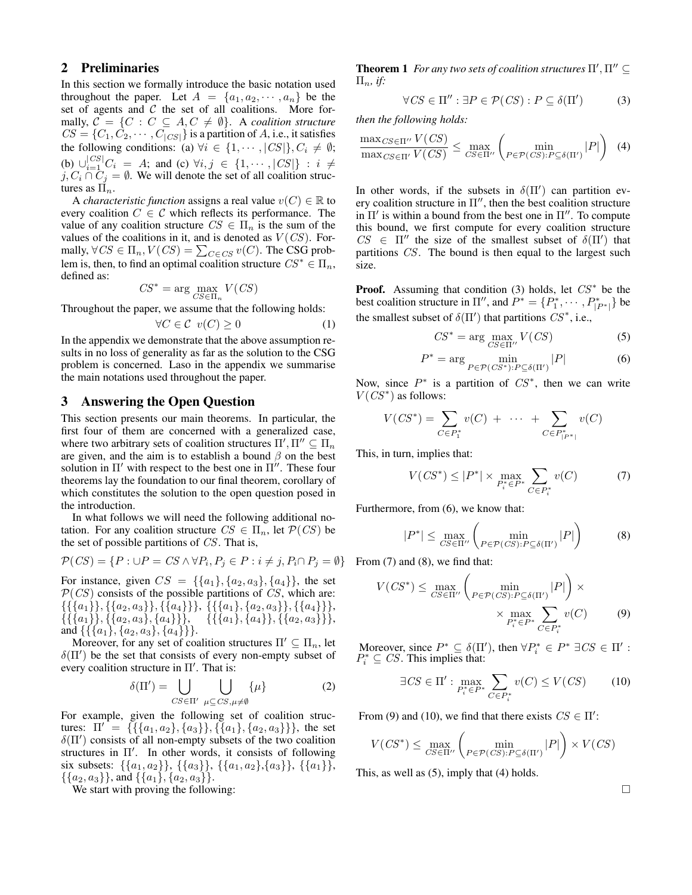## 2 Preliminaries

In this section we formally introduce the basic notation used throughout the paper. Let $A = \{a_1, a_2, \cdots, a_n\}$ be the set of agents and $\mathcal{C}$ the set of all coalitions. More formally, $\mathcal{C} = \{C : C \subseteq A, C \neq \emptyset\}$. A *coalition structure* $CS = \{C_1, C_2, \cdots, C_{|CS|}\}$ is a partition of $A$, i.e., it satisfies the following conditions: (a) $\forall i \in \{1, \cdots, |CS|\}, C_i \neq \emptyset$; (b) $\cup_{i=1}^{|CS|} C_i = A$; and (c) $\forall i, j \in \{1, \cdots, |CS|\} : i \neq j, C_i \cap C_j = \emptyset$. We will denote the set of all coalition structures as $\Pi_n$.

A *characteristic function* assigns a real value $v(C) \in \mathbb{R}$ to every coalition $C \in \mathcal{C}$ which reflects its performance. The value of any coalition structure $CS \in \Pi_n$ is the sum of the values of the coalitions in it, and is denoted as $V(CS)$. Formally, $\forall CS \in \Pi_n, V(CS) = \sum_{C \in CS} v(C)$. The CSG problem is, then, to find an optimal coalition structure $CS^* \in \Pi_n$, defined as:

$$CS^* = \arg\max_{CS \in \Pi_n} V(CS)$$

Throughout the paper, we assume that the following holds:

$$\forall C \in \mathcal{C} \;\; v(C) \geq 0 \tag{1}$$

In the appendix we demonstrate that the above assumption results in no loss of generality as far as the solution to the CSG problem is concerned. Laso in the appendix we summarise the main notations used throughout the paper.

## 3 Answering the Open Question

This section presents our main theorems. In particular, the first four of them are concerned with a generalized case, where two arbitrary sets of coalition structures $\Pi', \Pi'' \subseteq \Pi_n$ are given, and the aim is to establish a bound $\beta$ on the best solution in $\Pi'$ with respect to the best one in $\Pi''$. These four theorems lay the foundation to our final theorem, corollary of which constitutes the solution to the open question posed in the introduction.

In what follows we will need the following additional notation. For any coalition structure $CS \in \Pi_n$, let $\mathcal{P}(CS)$ be the set of possible partitions of $CS$. That is,

$$\mathcal{P}(CS) = \{P : \cup P = CS \wedge \forall P_i, P_j \in P : i \neq j, P_i \cap P_j = \emptyset\}$$

For instance, given $CS = \{\{a_1\}, \{a_2, a_3\}, \{a_4\}\}$, the set $\mathcal{P}(CS)$ consists of the possible partitions of $CS$, which are: $\{\{\{a_1\}\}, \{\{a_2, a_3\}\}, \{\{a_4\}\}\}$, $\{\{\{a_1\}, \{a_2, a_3\}\}, \{\{a_4\}\}\}$, $\{\{\{a_1\}\}, \{\{a_2, a_3\}, \{a_4\}\}\}$, $\{\{\{a_1\}, \{a_4\}\}, \{\{a_2, a_3\}\}\}$, and $\{\{\{a_1\}, \{a_2, a_3\}, \{a_4\}\}\}$.

Moreover, for any set of coalition structures $\Pi' \subseteq \Pi_n$, let $\delta(\Pi')$ be the set that consists of every non-empty subset of every coalition structure in $\Pi'$. That is:

$$\delta(\Pi') = \bigcup_{CS \in \Pi'} \; \bigcup_{\mu \subseteq CS, \mu \neq \emptyset} \{\mu\} \tag{2}$$

For example, given the following set of coalition structures: $\Pi' = \{\{\{a_1, a_2\}, \{a_3\}\}, \{\{a_1\}, \{a_2, a_3\}\}\}$, the set $\delta(\Pi')$ consists of all non-empty subsets of the two coalition structures in $\Pi'$. In other words, it consists of following six subsets: $\{\{a_1, a_2\}\}$, $\{\{a_3\}\}$, $\{\{a_1, a_2\}, \{a_3\}\}$, $\{\{a_1\}\}$, $\{\{a_2, a_3\}\}$, and $\{\{a_1\}, \{a_2, a_3\}\}$.

We start with proving the following:

**Theorem 1** *For any two sets of coalition structures $\Pi', \Pi'' \subseteq \Pi_n$, if:*

$$\forall CS \in \Pi'' : \exists P \in \mathcal{P}(CS) : P \subseteq \delta(\Pi') \tag{3}$$

*then the following holds:*

$$\frac{\max_{CS \in \Pi''} V(CS)}{\max_{CS \in \Pi'} V(CS)} \leq \max_{CS \in \Pi''} \left( \min_{P \in \mathcal{P}(CS) : P \subseteq \delta(\Pi')} |P| \right) \tag{4}$$

In other words, if the subsets in $\delta(\Pi')$ can partition every coalition structure in $\Pi''$, then the best coalition structure in $\Pi'$ is within a bound from the best one in $\Pi''$. To compute this bound, we first compute for every coalition structure $CS \in \Pi''$ the size of the smallest subset of $\delta(\Pi')$ that partitions $CS$. The bound is then equal to the largest such size.

**Proof.** Assuming that condition (3) holds, let $CS^*$ be the best coalition structure in $\Pi''$, and $P^* = \{P_1^*, \cdots, P_{|P^*|}^*\}$ be the smallest subset of $\delta(\Pi')$ that partitions $CS^*$, i.e.,

$$CS^* = \arg\max_{CS \in \Pi''} V(CS) \tag{5}$$

$$P^* = \arg\min_{P \in \mathcal{P}(CS^*) : P \subseteq \delta(\Pi')} |P| \tag{6}$$

Now, since $P^*$ is a partition of $CS^*$, then we can write $V(CS^*)$ as follows:

$$V(CS^*) = \sum_{C \in P_1^*} v(C) \; + \; \cdots \; + \sum_{C \in P_{|P^*|}^*} v(C)$$

This, in turn, implies that:

$$V(CS^*) \leq |P^*| \times \max_{P_i^* \in P^*} \sum_{C \in P_i^*} v(C) \tag{7}$$

Furthermore, from (6), we know that:

$$|P^*| \leq \max_{CS \in \Pi''} \left( \min_{P \in \mathcal{P}(CS) : P \subseteq \delta(\Pi')} |P| \right) \tag{8}$$

From (7) and (8), we find that:

$$V(CS^*) \leq \max_{CS \in \Pi''} \left( \min_{P \in \mathcal{P}(CS) : P \subseteq \delta(\Pi')} |P| \right) \times \max_{P_i^* \in P^*} \sum_{C \in P_i^*} v(C) \tag{9}$$

Moreover, since $P^* \subseteq \delta(\Pi')$, then $\forall P_i^* \in P^* \; \exists CS \in \Pi' : P_i^* \subseteq CS$. This implies that:

$$\exists CS \in \Pi' : \max_{P_i^* \in P^*} \sum_{C \in P_i^*} v(C) \leq V(CS) \tag{10}$$

From (9) and (10), we find that there exists $CS \in \Pi'$:

$$V(CS^*) \leq \max_{CS \in \Pi''} \left( \min_{P \in \mathcal{P}(CS) : P \subseteq \delta(\Pi')} |P| \right) \times V(CS)$$

This, as well as (5), imply that (4) holds.

□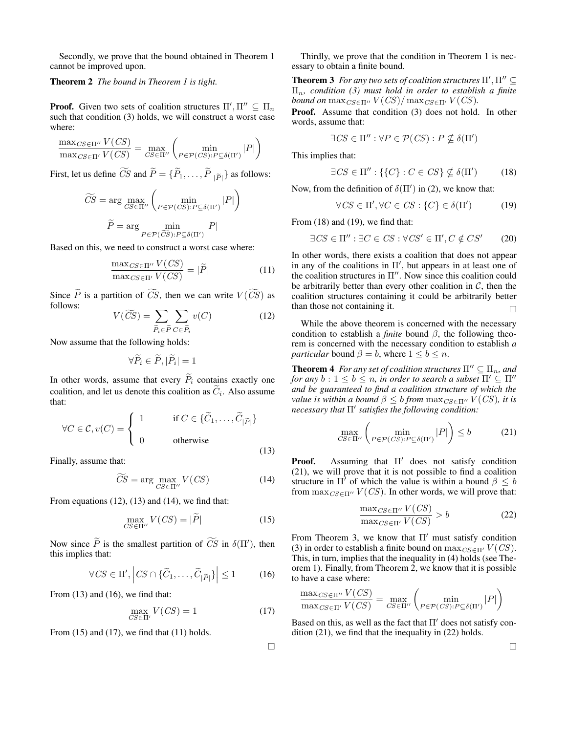Secondly, we prove that the bound obtained in Theorem 1 cannot be improved upon.

**Theorem 2** *The bound in Theorem 1 is tight.*

**Proof.** Given two sets of coalition structures $\Pi', \Pi'' \subseteq \Pi_n$ such that condition (3) holds, we will construct a worst case where:

$$\frac{\max_{CS \in \Pi''} V(CS)}{\max_{CS \in \Pi'} V(CS)} = \max_{CS \in \Pi''} \left( \min_{P \in \mathcal{P}(CS): P \subseteq \delta(\Pi')} |P| \right)$$

First, let us define $\widetilde{CS}$ and $\widetilde{P} = \{\widetilde{P}_1, \ldots, \widetilde{P}_{|\widetilde{P}|}\}$ as follows:

$$\widetilde{CS} = \arg \max_{CS \in \Pi''} \left( \min_{P \in \mathcal{P}(CS): P \subseteq \delta(\Pi')} |P| \right)$$

$$\widetilde{P} = \arg \min_{P \in \mathcal{P}(\widetilde{CS}): P \subseteq \delta(\Pi')} |P|$$

Based on this, we need to construct a worst case where:

$$\frac{\max_{CS \in \Pi''} V(CS)}{\max_{CS \in \Pi'} V(CS)} = |\widetilde{P}| \tag{11}$$

Since $\widetilde{P}$ is a partition of $\widetilde{CS}$, then we can write $V(\widetilde{CS})$ as follows:

$$V(\widetilde{CS}) = \sum_{\widetilde{P}_i \in \widetilde{P}} \sum_{C \in \widetilde{P}_i} v(C) \tag{12}$$

Now assume that the following holds:

$$\forall \widetilde{P}_i \in \widetilde{P}, |\widetilde{P}_i| = 1$$

In other words, assume that every $\widetilde{P}_i$ contains exactly one coalition, and let us denote this coalition as $\widetilde{C}_i$. Also assume that:

$$\forall C \in \mathcal{C}, v(C) = \begin{cases} 1 & \text{if } C \in \{\widetilde{C}_1, \ldots, \widetilde{C}_{|\widetilde{P}|}\} \\ 0 & \text{otherwise} \end{cases} \tag{13}$$

Finally, assume that:

$$\widetilde{CS} = \arg \max_{CS \in \Pi''} V(CS) \tag{14}$$

From equations (12), (13) and (14), we find that:

$$\max_{CS \in \Pi''} V(CS) = |\widetilde{P}| \tag{15}$$

Now since $\widetilde{P}$ is the smallest partition of $\widetilde{CS}$ in $\delta(\Pi')$, then this implies that:

$$\forall CS \in \Pi', \left| CS \cap \{\widetilde{C}_1, \ldots, \widetilde{C}_{|\widetilde{P}|}\} \right| \leq 1 \tag{16}$$

From (13) and (16), we find that:

$$\max_{CS \in \Pi'} V(CS) = 1 \tag{17}$$

From (15) and (17), we find that (11) holds. □

Thirdly, we prove that the condition in Theorem 1 is necessary to obtain a finite bound.

**Theorem 3** *For any two sets of coalition structures $\Pi', \Pi'' \subseteq \Pi_n$, condition (3) must hold in order to establish a finite bound on $\max_{CS \in \Pi''} V(CS) / \max_{CS \in \Pi'} V(CS)$.*

**Proof.** Assume that condition (3) does not hold. In other words, assume that:

$$\exists CS \in \Pi'' : \forall P \in \mathcal{P}(CS) : P \nsubseteq \delta(\Pi')$$

This implies that:

$$\exists CS \in \Pi'' : \{\{C\} : C \in CS\} \nsubseteq \delta(\Pi') \tag{18}$$

Now, from the definition of $\delta(\Pi')$ in (2), we know that:

$$\forall CS \in \Pi', \forall C \in CS : \{C\} \in \delta(\Pi') \tag{19}$$

From (18) and (19), we find that:

$$\exists CS \in \Pi'' : \exists C \in CS : \forall CS' \in \Pi', C \notin CS' \tag{20}$$

In other words, there exists a coalition that does not appear in any of the coalitions in $\Pi'$, but appears in at least one of the coalition structures in $\Pi''$. Now since this coalition could be arbitrarily better than every other coalition in $\mathcal{C}$, then the coalition structures containing it could be arbitrarily better than those not containing it. □

While the above theorem is concerned with the necessary condition to establish a *finite* bound $\beta$, the following theorem is concerned with the necessary condition to establish *a particular* bound $\beta = b$, where $1 \leq b \leq n$.

**Theorem 4** *For any set of coalition structures $\Pi'' \subseteq \Pi_n$, and for any $b : 1 \leq b \leq n$, in order to search a subset $\Pi' \subseteq \Pi''$ and be guaranteed to find a coalition structure of which the value is within a bound $\beta \leq b$ from $\max_{CS \in \Pi''} V(CS)$, it is necessary that $\Pi'$ satisfies the following condition:*

$$\max_{CS \in \Pi''} \left( \min_{P \in \mathcal{P}(CS): P \subseteq \delta(\Pi')} |P| \right) \leq b \tag{21}$$

**Proof.** Assuming that $\Pi'$ does not satisfy condition (21), we will prove that it is not possible to find a coalition structure in $\Pi'$ of which the value is within a bound $\beta \leq b$ from $\max_{CS \in \Pi''} V(CS)$. In other words, we will prove that:

$$\frac{\max_{CS \in \Pi''} V(CS)}{\max_{CS \in \Pi'} V(CS)} > b \tag{22}$$

From Theorem 3, we know that $\Pi'$ must satisfy condition (3) in order to establish a finite bound on $\max_{CS \in \Pi'} V(CS)$. This, in turn, implies that the inequality in (4) holds (see Theorem 1). Finally, from Theorem 2, we know that it is possible to have a case where:

$$\frac{\max_{CS \in \Pi''} V(CS)}{\max_{CS \in \Pi'} V(CS)} = \max_{CS \in \Pi''} \left( \min_{P \in \mathcal{P}(CS): P \subseteq \delta(\Pi')} |P| \right)$$

Based on this, as well as the fact that $\Pi'$ does not satisfy condition (21), we find that the inequality in (22) holds. □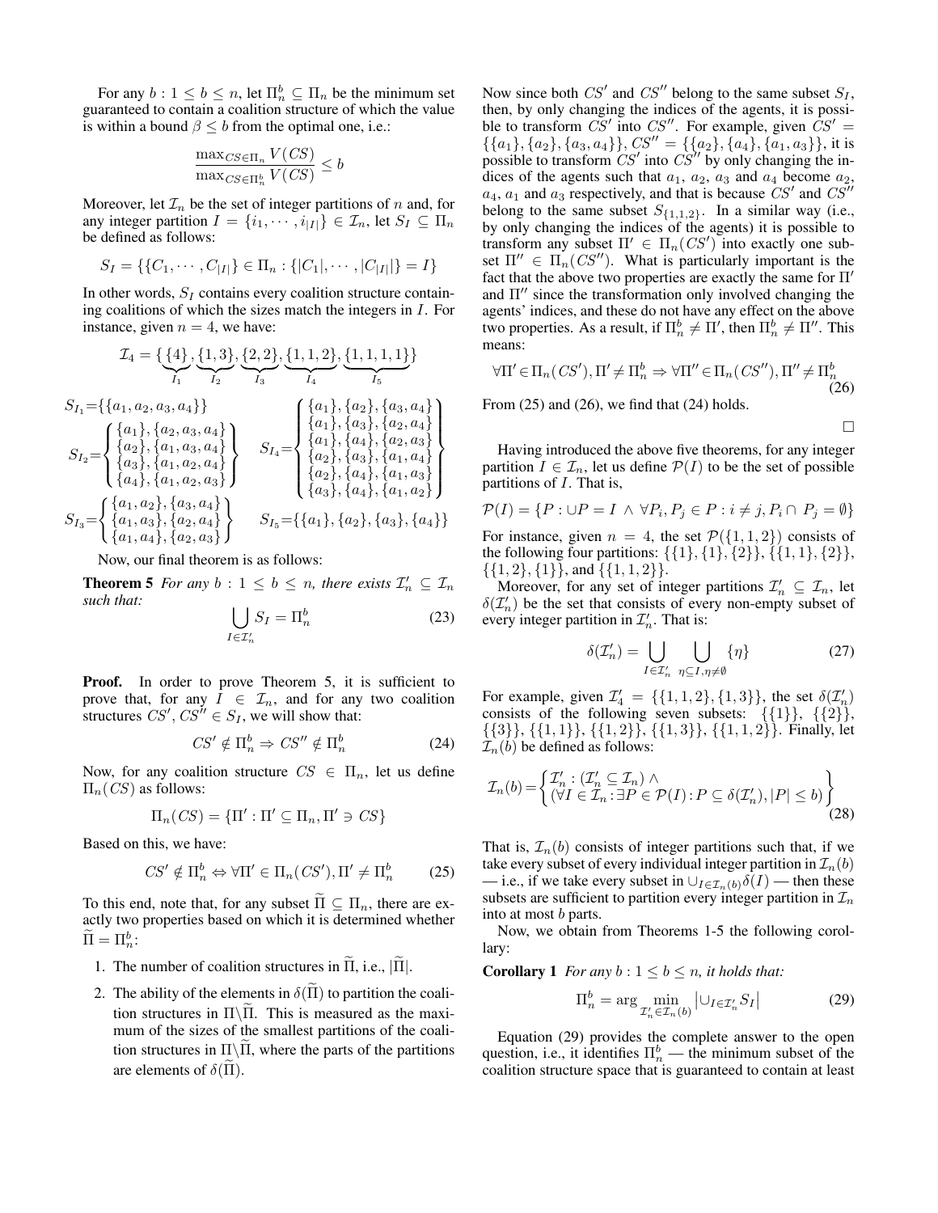For any $b : 1 \leq b \leq n$, let $\Pi_n^b \subseteq \Pi_n$ be the minimum set guaranteed to contain a coalition structure of which the value is within a bound $\beta \leq b$ from the optimal one, i.e.:

$$\frac{\max_{CS \in \Pi_n} V(CS)}{\max_{CS \in \Pi_n^b} V(CS)} \leq b$$

Moreover, let $\mathcal{I}_n$ be the set of integer partitions of $n$ and, for any integer partition $I = \{i_1, \cdots, i_{|I|}\} \in \mathcal{I}_n$, let $S_I \subseteq \Pi_n$ be defined as follows:

$$S_I = \{\{C_1, \cdots, C_{|I|}\} \in \Pi_n : \{|C_1|, \cdots, |C_{|I|}|\} = I\}$$

In other words, $S_I$ contains every coalition structure containing coalitions of which the sizes match the integers in $I$. For instance, given $n = 4$, we have:

$$\mathcal{I}_4 = \{\underbrace{\{4\}}_{I_1}, \underbrace{\{1,3\}}_{I_2}, \underbrace{\{2,2\}}_{I_3}, \underbrace{\{1,1,2\}}_{I_4}, \underbrace{\{1,1,1,1\}}_{I_5}\}$$

$$S_{I_1} = \{\{a_1, a_2, a_3, a_4\}\}$$

$$S_{I_2} = \left\{ \begin{array}{l} \{a_1\}, \{a_2, a_3, a_4\} \\ \{a_2\}, \{a_1, a_3, a_4\} \\ \{a_3\}, \{a_1, a_2, a_4\} \\ \{a_4\}, \{a_1, a_2, a_3\} \end{array} \right\} \quad S_{I_4} = \left\{ \begin{array}{l} \{a_1\}, \{a_2\}, \{a_3, a_4\} \\ \{a_1\}, \{a_3\}, \{a_2, a_4\} \\ \{a_1\}, \{a_4\}, \{a_2, a_3\} \\ \{a_2\}, \{a_3\}, \{a_1, a_4\} \\ \{a_2\}, \{a_4\}, \{a_1, a_3\} \\ \{a_3\}, \{a_4\}, \{a_1, a_2\} \end{array} \right\}$$

$$S_{I_3} = \left\{ \begin{array}{l} \{a_1, a_2\}, \{a_3, a_4\} \\ \{a_1, a_3\}, \{a_2, a_4\} \\ \{a_1, a_4\}, \{a_2, a_3\} \end{array} \right\} \quad S_{I_5} = \{\{a_1\}, \{a_2\}, \{a_3\}, \{a_4\}\}$$

Now, our final theorem is as follows:

**Theorem 5** *For any $b : 1 \leq b \leq n$, there exists $\mathcal{I}'_n \subseteq \mathcal{I}_n$ such that:*

$$\bigcup_{I \in \mathcal{I}'_n} S_I = \Pi_n^b \tag{23}$$

**Proof.** In order to prove Theorem 5, it is sufficient to prove that, for any $I \in \mathcal{I}_n$, and for any two coalition structures $CS', CS'' \in S_I$, we will show that:

$$CS' \notin \Pi_n^b \Rightarrow CS'' \notin \Pi_n^b \tag{24}$$

Now, for any coalition structure $CS \in \Pi_n$, let us define $\Pi_n(CS)$ as follows:

$$\Pi_n(CS) = \{\Pi' : \Pi' \subseteq \Pi_n, \Pi' \ni CS\}$$

Based on this, we have:

$$CS' \notin \Pi_n^b \Leftrightarrow \forall \Pi' \in \Pi_n(CS'), \Pi' \neq \Pi_n^b \tag{25}$$

To this end, note that, for any subset $\widetilde{\Pi} \subseteq \Pi_n$, there are exactly two properties based on which it is determined whether $\widetilde{\Pi} = \Pi_n^b$:

1. The number of coalition structures in $\widetilde{\Pi}$, i.e., $|\widetilde{\Pi}|$.
2. The ability of the elements in $\delta(\widetilde{\Pi})$ to partition the coalition structures in $\Pi \backslash \widetilde{\Pi}$. This is measured as the maximum of the sizes of the smallest partitions of the coalition structures in $\Pi \backslash \widetilde{\Pi}$, where the parts of the partitions are elements of $\delta(\widetilde{\Pi})$.

Now since both $CS'$ and $CS''$ belong to the same subset $S_I$, then, by only changing the indices of the agents, it is possible to transform $CS'$ into $CS''$. For example, given $CS' = \{\{a_1\}, \{a_2\}, \{a_3, a_4\}\}$, $CS'' = \{\{a_2\}, \{a_4\}, \{a_1, a_3\}\}$, it is possible to transform $CS'$ into $CS''$ by only changing the indices of the agents such that $a_1$, $a_2$, $a_3$ and $a_4$ become $a_2$, $a_4$, $a_1$ and $a_3$ respectively, and that is because $CS'$ and $CS''$ belong to the same subset $S_{\{1,1,2\}}$. In a similar way (i.e., by only changing the indices of the agents) it is possible to transform any subset $\Pi' \in \Pi_n(CS')$ into exactly one subset $\Pi'' \in \Pi_n(CS'')$. What is particularly important is the fact that the above two properties are exactly the same for $\Pi'$ and $\Pi''$ since the transformation only involved changing the agents' indices, and these do not have any effect on the above two properties. As a result, if $\Pi_n^b \neq \Pi'$, then $\Pi_n^b \neq \Pi''$. This means:

$$\forall \Pi' \in \Pi_n(CS'), \Pi' \neq \Pi_n^b \Rightarrow \forall \Pi'' \in \Pi_n(CS''), \Pi'' \neq \Pi_n^b \tag{26}$$

From (25) and (26), we find that (24) holds.

□

Having introduced the above five theorems, for any integer partition $I \in \mathcal{I}_n$, let us define $\mathcal{P}(I)$ to be the set of possible partitions of $I$. That is,

$$\mathcal{P}(I) = \{P : \cup P = I \wedge \forall P_i, P_j \in P : i \neq j, P_i \cap P_j = \emptyset\}$$

For instance, given $n = 4$, the set $\mathcal{P}(\{1,1,2\})$ consists of the following four partitions: $\{\{1\}, \{1\}, \{2\}\}$, $\{\{1,1\}, \{2\}\}$, $\{\{1,2\}, \{1\}\}$, and $\{\{1,1,2\}\}$.

Moreover, for any set of integer partitions $\mathcal{I}'_n \subseteq \mathcal{I}_n$, let $\delta(\mathcal{I}'_n)$ be the set that consists of every non-empty subset of every integer partition in $\mathcal{I}'_n$. That is:

$$\delta(\mathcal{I}'_n) = \bigcup_{I \in \mathcal{I}'_n} \bigcup_{\eta \subseteq I, \eta \neq \emptyset} \{\eta\} \tag{27}$$

For example, given $\mathcal{I}'_4 = \{\{1,1,2\}, \{1,3\}\}$, the set $\delta(\mathcal{I}'_n)$ consists of the following seven subsets: $\{\{1\}\}$, $\{\{2\}\}$, $\{\{3\}\}$, $\{\{1,1\}\}$, $\{\{1,2\}\}$, $\{\{1,3\}\}$, $\{\{1,1,2\}\}$. Finally, let $\mathcal{I}_n(b)$ be defined as follows:

$$\mathcal{I}_n(b) = \left\{ \begin{array}{l} \mathcal{I}'_n : (\mathcal{I}'_n \subseteq \mathcal{I}_n) \wedge \\ (\forall I \in \mathcal{I}_n : \exists P \in \mathcal{P}(I) : P \subseteq \delta(\mathcal{I}'_n), |P| \leq b) \end{array} \right\} \tag{28}$$

That is, $\mathcal{I}_n(b)$ consists of integer partitions such that, if we take every subset of every individual integer partition in $\mathcal{I}_n(b)$ — i.e., if we take every subset in $\cup_{I \in \mathcal{I}_n(b)} \delta(I)$ — then these subsets are sufficient to partition every integer partition in $\mathcal{I}_n$ into at most $b$ parts.

Now, we obtain from Theorems 1-5 the following corollary:

**Corollary 1** *For any $b : 1 \leq b \leq n$, it holds that:*

$$\Pi_n^b = \arg \min_{\mathcal{I}'_n \in \mathcal{I}_n(b)} \left| \cup_{I \in \mathcal{I}'_n} S_I \right| \tag{29}$$

Equation (29) provides the complete answer to the open question, i.e., it identifies $\Pi_n^b$ — the minimum subset of the coalition structure space that is guaranteed to contain at least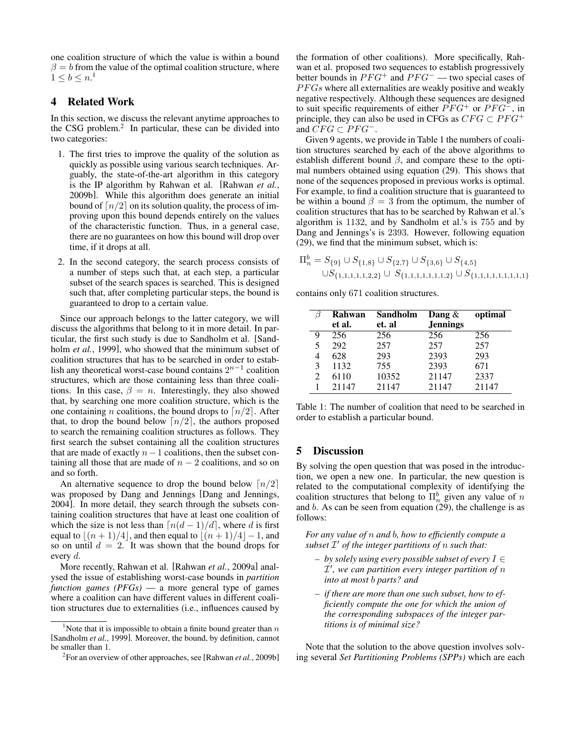one coalition structure of which the value is within a bound $\beta = b$ from the value of the optimal coalition structure, where $1 \leq b \leq n$.[1]

## 4 Related Work

In this section, we discuss the relevant anytime approaches to the CSG problem.[2] In particular, these can be divided into two categories:

1. The first tries to improve the quality of the solution as quickly as possible using various search techniques. Arguably, the state-of-the-art algorithm in this category is the IP algorithm by Rahwan et al. [Rahwan *et al.*, 2009b]. While this algorithm does generate an initial bound of $\lceil n/2 \rceil$ on its solution quality, the process of improving upon this bound depends entirely on the values of the characteristic function. Thus, in a general case, there are no guarantees on how this bound will drop over time, if it drops at all.
2. In the second category, the search process consists of a number of steps such that, at each step, a particular subset of the search spaces is searched. This is designed such that, after completing particular steps, the bound is guaranteed to drop to a certain value.

Since our approach belongs to the latter category, we will discuss the algorithms that belong to it in more detail. In particular, the first such study is due to Sandholm et al. [Sandholm *et al.*, 1999], who showed that the minimum subset of coalition structures that has to be searched in order to establish any theoretical worst-case bound contains $2^{n-1}$ coalition structures, which are those containing less than three coalitions. In this case, $\beta = n$. Interestingly, they also showed that, by searching one more coalition structure, which is the one containing $n$ coalitions, the bound drops to $\lceil n/2 \rceil$. After that, to drop the bound below $\lceil n/2 \rceil$, the authors proposed to search the remaining coalition structures as follows. They first search the subset containing all the coalition structures that are made of exactly $n-1$ coalitions, then the subset containing all those that are made of $n-2$ coalitions, and so on and so forth.

An alternative sequence to drop the bound below $\lceil n/2 \rceil$ was proposed by Dang and Jennings [Dang and Jennings, 2004]. In more detail, they search through the subsets containing coalition structures that have at least one coalition of which the size is not less than $\lceil n(d-1)/d \rceil$, where $d$ is first equal to $\lfloor (n+1)/4 \rfloor$, and then equal to $\lfloor (n+1)/4 \rfloor - 1$, and so on until $d = 2$. It was shown that the bound drops for every $d$.

More recently, Rahwan et al. [Rahwan *et al.*, 2009a] analysed the issue of establishing worst-case bounds in *partition function games (PFGs)* — a more general type of games where a coalition can have different values in different coalition structures due to externalities (i.e., influences caused by the formation of other coalitions). More specifically, Rahwan et al. proposed two sequences to establish progressively better bounds in $PFG^+$ and $PFG^-$ — two special cases of $PFGs$ where all externalities are weakly positive and weakly negative respectively. Although these sequences are designed to suit specific requirements of either $PFG^+$ or $PFG^-$, in principle, they can also be used in CFGs as $CFG \subset PFG^+$ and $CFG \subset PFG^-$.

Given 9 agents, we provide in Table 1 the numbers of coalition structures searched by each of the above algorithms to establish different bound $\beta$, and compare these to the optimal numbers obtained using equation (29). This shows that none of the sequences proposed in previous works is optimal. For example, to find a coalition structure that is guaranteed to be within a bound $\beta = 3$ from the optimum, the number of coalition structures that has to be searched by Rahwan et al.'s algorithm is 1132, and by Sandholm et al.'s is 755 and by Dang and Jennings's is 2393. However, following equation (29), we find that the minimum subset, which is:

$$\Pi_n^b = S_{\{9\}} \cup S_{\{1,8\}} \cup S_{\{2,7\}} \cup S_{\{3,6\}} \cup S_{\{4,5\}} \cup S_{\{1,1,1,1,1,2,2\}} \cup S_{\{1,1,1,1,1,1,1,2\}} \cup S_{\{1,1,1,1,1,1,1,1,1\}}$$

contains only 671 coalition structures.

| $\beta$ | Rahwan et al. | Sandholm et. al | Dang & Jennings | optimal |
|---|---|---|---|---|
| 9 | 256 | 256 | 256 | 256 |
| 5 | 292 | 257 | 257 | 257 |
| 4 | 628 | 293 | 2393 | 293 |
| 3 | 1132 | 755 | 2393 | 671 |
| 2 | 6110 | 10352 | 21147 | 2337 |
| 1 | 21147 | 21147 | 21147 | 21147 |

Table 1: The number of coalition that need to be searched in order to establish a particular bound.

## 5 Discussion

By solving the open question that was posed in the introduction, we open a new one. In particular, the new question is related to the computational complexity of identifying the coalition structures that belong to $\Pi_n^b$ given any value of $n$ and $b$. As can be seen from equation (29), the challenge is as follows:

*For any value of $n$ and $b$, how to efficiently compute a subset $\mathcal{I}'$ of the integer partitions of $n$ such that:*

- *by solely using every possible subset of every $I \in \mathcal{I}'$, we can partition every integer partition of $n$ into at most $b$ parts? and*
- *if there are more than one such subset, how to efficiently compute the one for which the union of the corresponding subspaces of the integer partitions is of minimal size?*

Note that the solution to the above question involves solving several *Set Partitioning Problems (SPPs)* which are each

[1] Note that it is impossible to obtain a finite bound greater than $n$ [Sandholm *et al.*, 1999]. Moreover, the bound, by definition, cannot be smaller than 1.

[2] For an overview of other approaches, see [Rahwan *et al.*, 2009b]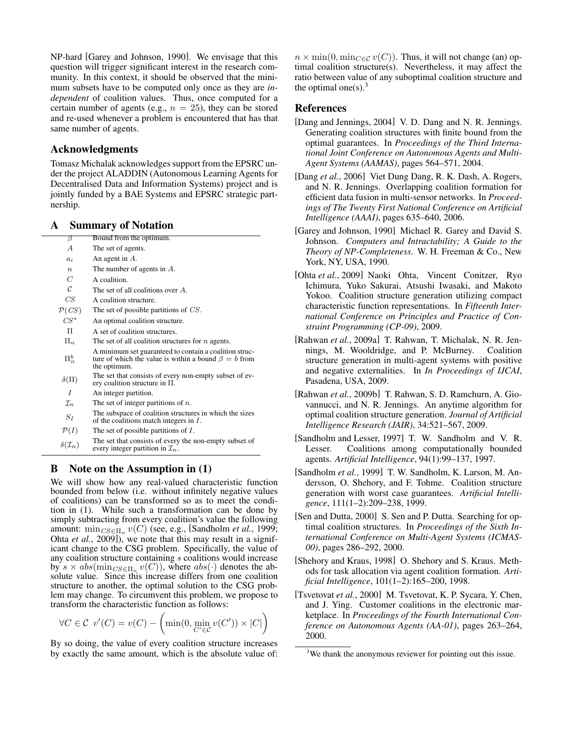NP-hard [Garey and Johnson, 1990]. We envisage that this question will trigger significant interest in the research community. In this context, it should be observed that the minimum subsets have to be computed only once as they are *independent* of coalition values. Thus, once computed for a certain number of agents (e.g., $n = 25$), they can be stored and re-used whenever a problem is encountered that has that same number of agents.

## Acknowledgments

Tomasz Michalak acknowledges support from the EPSRC under the project ALADDIN (Autonomous Learning Agents for Decentralised Data and Information Systems) project and is jointly funded by a BAE Systems and EPSRC strategic partnership.

## A Summary of Notation

| | |
|---|---|
| $\beta$ | Bound from the optimum. |
| $A$ | The set of agents. |
| $a_i$ | An agent in $A$. |
| $n$ | The number of agents in $A$. |
| $C$ | A coalition. |
| $\mathcal{C}$ | The set of all coalitions over $A$. |
| $CS$ | A coalition structure. |
| $\mathcal{P}(CS)$ | The set of possible partitions of $CS$. |
| $CS^*$ | An optimal coalition structure. |
| $\Pi$ | A set of coalition structures. |
| $\Pi_n$ | The set of all coalition structures for $n$ agents. |
| $\Pi_n^b$ | A minimum set guaranteed to contain a coalition structure of which the value is within a bound $\beta = b$ from the optimum. |
| $\delta(\Pi)$ | The set that consists of every non-empty subset of every coalition structure in $\Pi$. |
| $I$ | An integer partition. |
| $\mathcal{I}_n$ | The set of integer partitions of $n$. |
| $S_I$ | The subspace of coalition structures in which the sizes of the coalitions match integers in $I$. |
| $\mathcal{P}(I)$ | The set of possible partitions of $I$. |
| $\delta(\mathcal{I}_n)$ | The set that consists of every the non-empty subset of every integer partition in $\mathcal{I}_n$. |

## B Note on the Assumption in (1)

We will show how any real-valued characteristic function bounded from below (i.e. without infinitely negative values of coalitions) can be transformed so as to meet the condition in (1). While such a transformation can be done by simply subtracting from every coalition's value the following amount: $\min_{CS \in \Pi_n} v(C)$ (see, e.g., [Sandholm *et al.*, 1999; Ohta *et al.*, 2009]), we note that this may result in a significant change to the CSG problem. Specifically, the value of any coalition structure containing $s$ coalitions would increase by $s \times abs(\min_{CS \in \Pi_n} v(C))$, where $abs(\cdot)$ denotes the absolute value. Since this increase differs from one coalition structure to another, the optimal solution to the CSG problem may change. To circumvent this problem, we propose to transform the characteristic function as follows:

$$\forall C \in \mathcal{C} \;\; v'(C) = v(C) - \left( \min(0, \min_{C' \in \mathcal{C}} v(C')) \times |C| \right)$$

By so doing, the value of every coalition structure increases by exactly the same amount, which is the absolute value of: $n \times \min(0, \min_{C \in \mathcal{C}} v(C))$. Thus, it will not change (an) optimal coalition structure(s). Nevertheless, it may affect the ratio between value of any suboptimal coalition structure and the optimal one(s).[3]

## References

[Dang and Jennings, 2004] V. D. Dang and N. R. Jennings. Generating coalition structures with finite bound from the optimal guarantees. In *Proceedings of the Third International Joint Conference on Autonomous Agents and Multi-Agent Systems (AAMAS)*, pages 564–571, 2004.

[Dang *et al.*, 2006] Viet Dung Dang, R. K. Dash, A. Rogers, and N. R. Jennings. Overlapping coalition formation for efficient data fusion in multi-sensor networks. In *Proceedings of The Twenty First National Conference on Artificial Intelligence (AAAI)*, pages 635–640, 2006.

[Garey and Johnson, 1990] Michael R. Garey and David S. Johnson. *Computers and Intractability; A Guide to the Theory of NP-Completeness*. W. H. Freeman & Co., New York, NY, USA, 1990.

[Ohta *et al.*, 2009] Naoki Ohta, Vincent Conitzer, Ryo Ichimura, Yuko Sakurai, Atsushi Iwasaki, and Makoto Yokoo. Coalition structure generation utilizing compact characteristic function representations. In *Fifteenth International Conference on Principles and Practice of Constraint Programming (CP-09)*, 2009.

[Rahwan *et al.*, 2009a] T. Rahwan, T. Michalak, N. R. Jennings, M. Wooldridge, and P. McBurney. Coalition structure generation in multi-agent systems with positive and negative externalities. In *In Proceedings of IJCAI*, Pasadena, USA, 2009.

[Rahwan *et al.*, 2009b] T. Rahwan, S. D. Ramchurn, A. Giovannucci, and N. R. Jennings. An anytime algorithm for optimal coalition structure generation. *Journal of Artificial Intelligence Research (JAIR)*, 34:521–567, 2009.

[Sandholm and Lesser, 1997] T. W. Sandholm and V. R. Lesser. Coalitions among computationally bounded agents. *Artificial Intelligence*, 94(1):99–137, 1997.

[Sandholm *et al.*, 1999] T. W. Sandholm, K. Larson, M. Andersson, O. Shehory, and F. Tohme. Coalition structure generation with worst case guarantees. *Artificial Intelligence*, 111(1–2):209–238, 1999.

[Sen and Dutta, 2000] S. Sen and P. Dutta. Searching for optimal coalition structures. In *Proceedings of the Sixth International Conference on Multi-Agent Systems (ICMAS-00)*, pages 286–292, 2000.

[Shehory and Kraus, 1998] O. Shehory and S. Kraus. Methods for task allocation via agent coalition formation. *Artificial Intelligence*, 101(1–2):165–200, 1998.

[Tsvetovat *et al.*, 2000] M. Tsvetovat, K. P. Sycara, Y. Chen, and J. Ying. Customer coalitions in the electronic marketplace. In *Proceedings of the Fourth International Conference on Autonomous Agents (AA-01)*, pages 263–264, 2000.

[3] We thank the anonymous reviewer for pointing out this issue.